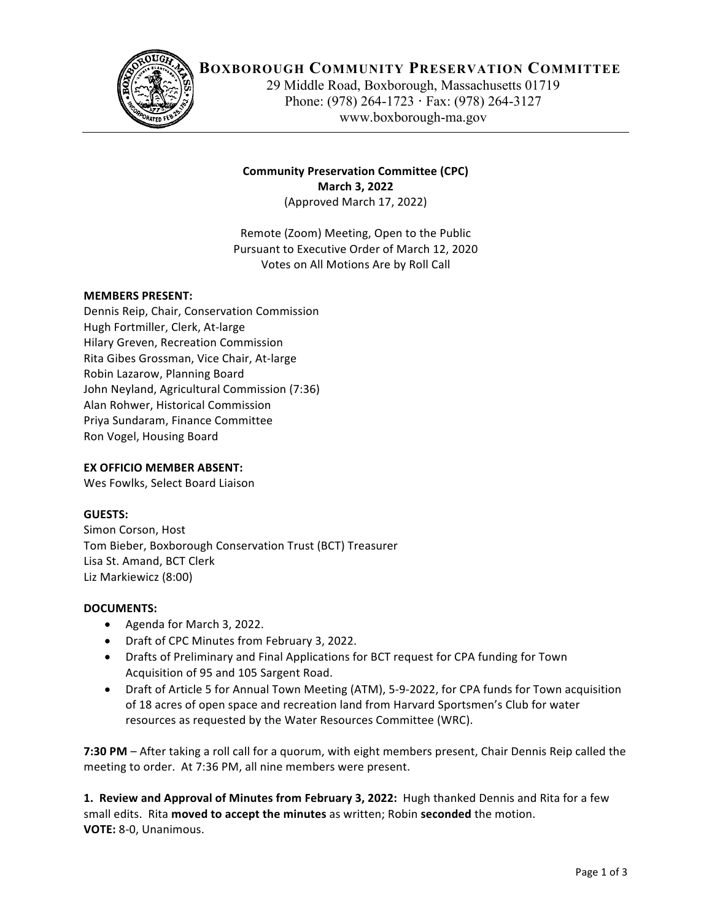# Boxborough Community Preservation Committee

29 Middle Road, Boxborough, Massachusetts 01719
Phone: (978) 264-1723 · Fax: (978) 264-3127
www.boxborough-ma.gov

**Community Preservation Committee (CPC)**
**March 3, 2022**
(Approved March 17, 2022)

Remote (Zoom) Meeting, Open to the Public
Pursuant to Executive Order of March 12, 2020
Votes on All Motions Are by Roll Call

**MEMBERS PRESENT:**
Dennis Reip, Chair, Conservation Commission
Hugh Fortmiller, Clerk, At-large
Hilary Greven, Recreation Commission
Rita Gibes Grossman, Vice Chair, At-large
Robin Lazarow, Planning Board
John Neyland, Agricultural Commission (7:36)
Alan Rohwer, Historical Commission
Priya Sundaram, Finance Committee
Ron Vogel, Housing Board

**EX OFFICIO MEMBER ABSENT:**
Wes Fowlks, Select Board Liaison

**GUESTS:**
Simon Corson, Host
Tom Bieber, Boxborough Conservation Trust (BCT) Treasurer
Lisa St. Amand, BCT Clerk
Liz Markiewicz (8:00)

**DOCUMENTS:**

- Agenda for March 3, 2022.
- Draft of CPC Minutes from February 3, 2022.
- Drafts of Preliminary and Final Applications for BCT request for CPA funding for Town Acquisition of 95 and 105 Sargent Road.
- Draft of Article 5 for Annual Town Meeting (ATM), 5-9-2022, for CPA funds for Town acquisition of 18 acres of open space and recreation land from Harvard Sportsmen's Club for water resources as requested by the Water Resources Committee (WRC).

**7:30 PM** – After taking a roll call for a quorum, with eight members present, Chair Dennis Reip called the meeting to order. At 7:36 PM, all nine members were present.

**1. Review and Approval of Minutes from February 3, 2022:** Hugh thanked Dennis and Rita for a few small edits. Rita **moved to accept the minutes** as written; Robin **seconded** the motion.
**VOTE:** 8-0, Unanimous.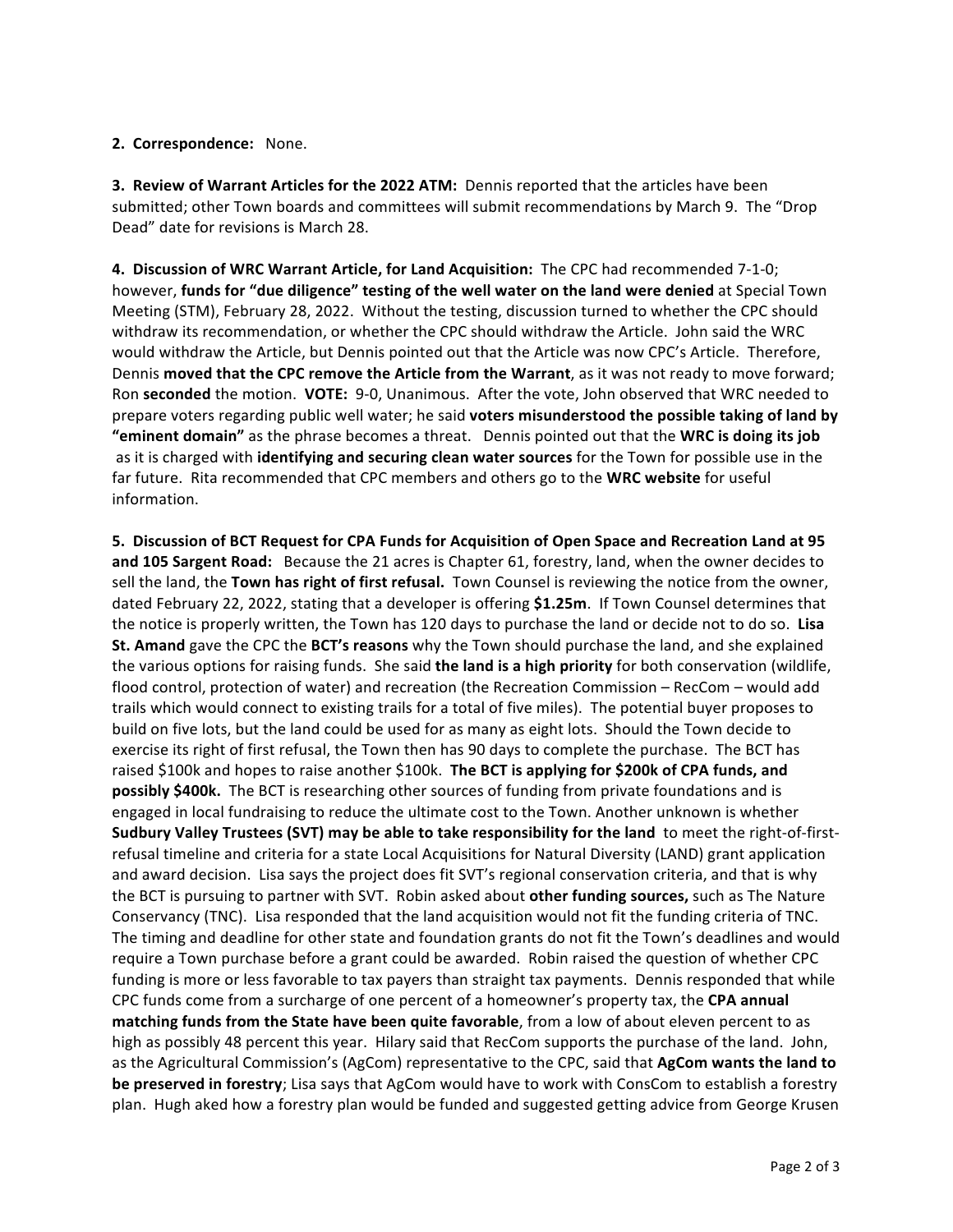**2. Correspondence:** None.

**3. Review of Warrant Articles for the 2022 ATM:** Dennis reported that the articles have been submitted; other Town boards and committees will submit recommendations by March 9. The "Drop Dead" date for revisions is March 28.

**4. Discussion of WRC Warrant Article, for Land Acquisition:** The CPC had recommended 7-1-0; however, **funds for "due diligence" testing of the well water on the land were denied** at Special Town Meeting (STM), February 28, 2022. Without the testing, discussion turned to whether the CPC should withdraw its recommendation, or whether the CPC should withdraw the Article. John said the WRC would withdraw the Article, but Dennis pointed out that the Article was now CPC's Article. Therefore, Dennis **moved that the CPC remove the Article from the Warrant**, as it was not ready to move forward; Ron **seconded** the motion. **VOTE:** 9-0, Unanimous. After the vote, John observed that WRC needed to prepare voters regarding public well water; he said **voters misunderstood the possible taking of land by "eminent domain"** as the phrase becomes a threat. Dennis pointed out that the **WRC is doing its job** as it is charged with **identifying and securing clean water sources** for the Town for possible use in the far future. Rita recommended that CPC members and others go to the **WRC website** for useful information.

**5. Discussion of BCT Request for CPA Funds for Acquisition of Open Space and Recreation Land at 95 and 105 Sargent Road:** Because the 21 acres is Chapter 61, forestry, land, when the owner decides to sell the land, the **Town has right of first refusal.** Town Counsel is reviewing the notice from the owner, dated February 22, 2022, stating that a developer is offering **$1.25m**. If Town Counsel determines that the notice is properly written, the Town has 120 days to purchase the land or decide not to do so. **Lisa St. Amand** gave the CPC the **BCT's reasons** why the Town should purchase the land, and she explained the various options for raising funds. She said **the land is a high priority** for both conservation (wildlife, flood control, protection of water) and recreation (the Recreation Commission – RecCom – would add trails which would connect to existing trails for a total of five miles). The potential buyer proposes to build on five lots, but the land could be used for as many as eight lots. Should the Town decide to exercise its right of first refusal, the Town then has 90 days to complete the purchase. The BCT has raised $100k and hopes to raise another $100k. **The BCT is applying for $200k of CPA funds, and possibly $400k.** The BCT is researching other sources of funding from private foundations and is engaged in local fundraising to reduce the ultimate cost to the Town. Another unknown is whether **Sudbury Valley Trustees (SVT) may be able to take responsibility for the land** to meet the right-of-first-refusal timeline and criteria for a state Local Acquisitions for Natural Diversity (LAND) grant application and award decision. Lisa says the project does fit SVT's regional conservation criteria, and that is why the BCT is pursuing to partner with SVT. Robin asked about **other funding sources,** such as The Nature Conservancy (TNC). Lisa responded that the land acquisition would not fit the funding criteria of TNC. The timing and deadline for other state and foundation grants do not fit the Town's deadlines and would require a Town purchase before a grant could be awarded. Robin raised the question of whether CPC funding is more or less favorable to tax payers than straight tax payments. Dennis responded that while CPC funds come from a surcharge of one percent of a homeowner's property tax, the **CPA annual matching funds from the State have been quite favorable**, from a low of about eleven percent to as high as possibly 48 percent this year. Hilary said that RecCom supports the purchase of the land. John, as the Agricultural Commission's (AgCom) representative to the CPC, said that **AgCom wants the land to be preserved in forestry**; Lisa says that AgCom would have to work with ConsCom to establish a forestry plan. Hugh aked how a forestry plan would be funded and suggested getting advice from George Krusen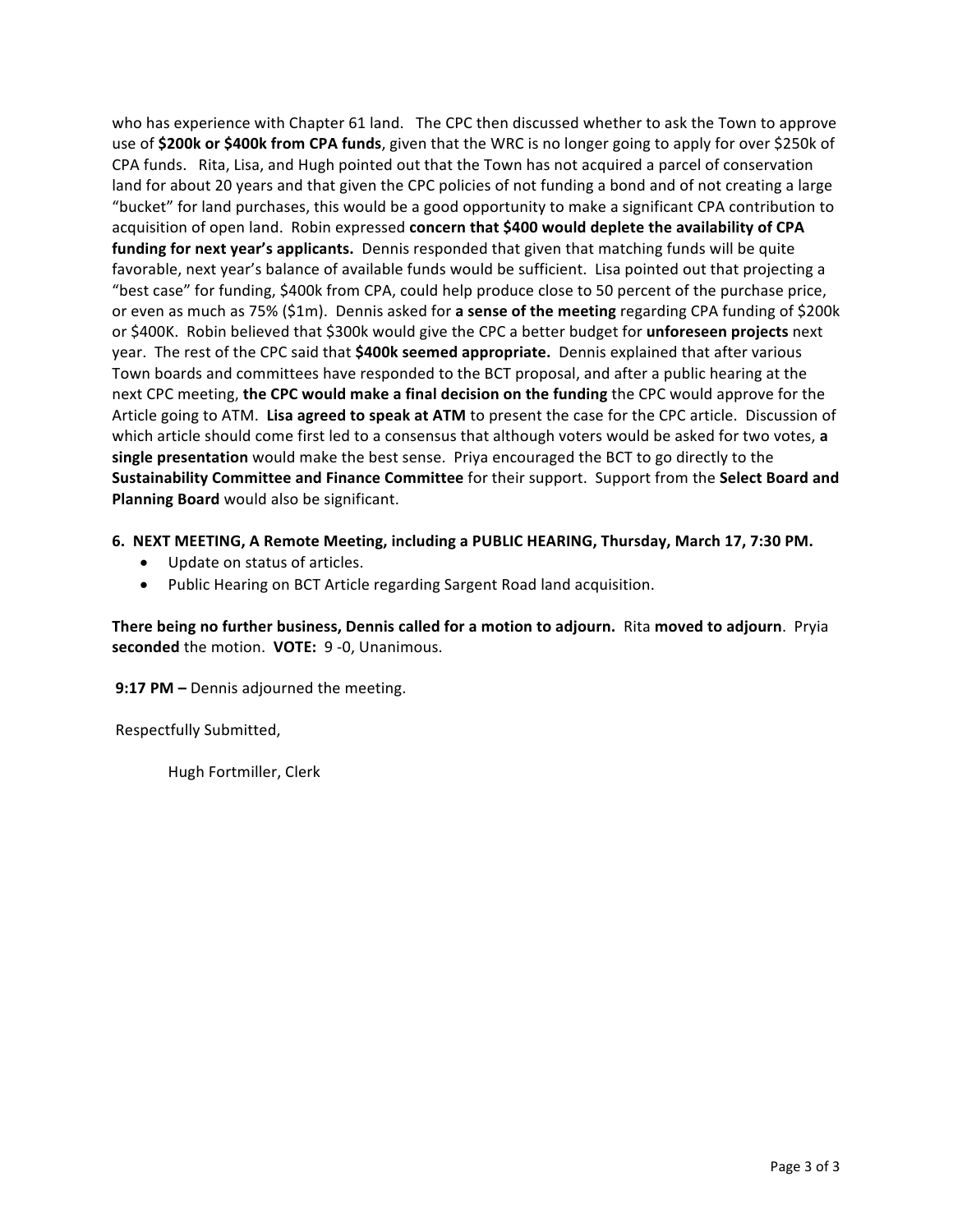who has experience with Chapter 61 land. The CPC then discussed whether to ask the Town to approve use of **$200k or $400k from CPA funds**, given that the WRC is no longer going to apply for over $250k of CPA funds. Rita, Lisa, and Hugh pointed out that the Town has not acquired a parcel of conservation land for about 20 years and that given the CPC policies of not funding a bond and of not creating a large "bucket" for land purchases, this would be a good opportunity to make a significant CPA contribution to acquisition of open land. Robin expressed **concern that $400 would deplete the availability of CPA funding for next year's applicants.** Dennis responded that given that matching funds will be quite favorable, next year's balance of available funds would be sufficient. Lisa pointed out that projecting a "best case" for funding, $400k from CPA, could help produce close to 50 percent of the purchase price, or even as much as 75% ($1m). Dennis asked for **a sense of the meeting** regarding CPA funding of $200k or $400K. Robin believed that $300k would give the CPC a better budget for **unforeseen projects** next year. The rest of the CPC said that **$400k seemed appropriate.** Dennis explained that after various Town boards and committees have responded to the BCT proposal, and after a public hearing at the next CPC meeting, **the CPC would make a final decision on the funding** the CPC would approve for the Article going to ATM. **Lisa agreed to speak at ATM** to present the case for the CPC article. Discussion of which article should come first led to a consensus that although voters would be asked for two votes, **a single presentation** would make the best sense. Priya encouraged the BCT to go directly to the **Sustainability Committee and Finance Committee** for their support. Support from the **Select Board and Planning Board** would also be significant.

**6. NEXT MEETING, A Remote Meeting, including a PUBLIC HEARING, Thursday, March 17, 7:30 PM.**

- Update on status of articles.
- Public Hearing on BCT Article regarding Sargent Road land acquisition.

**There being no further business, Dennis called for a motion to adjourn.** Rita **moved to adjourn**. Pryia **seconded** the motion. **VOTE:** 9 -0, Unanimous.

**9:17 PM –** Dennis adjourned the meeting.

Respectfully Submitted,

Hugh Fortmiller, Clerk